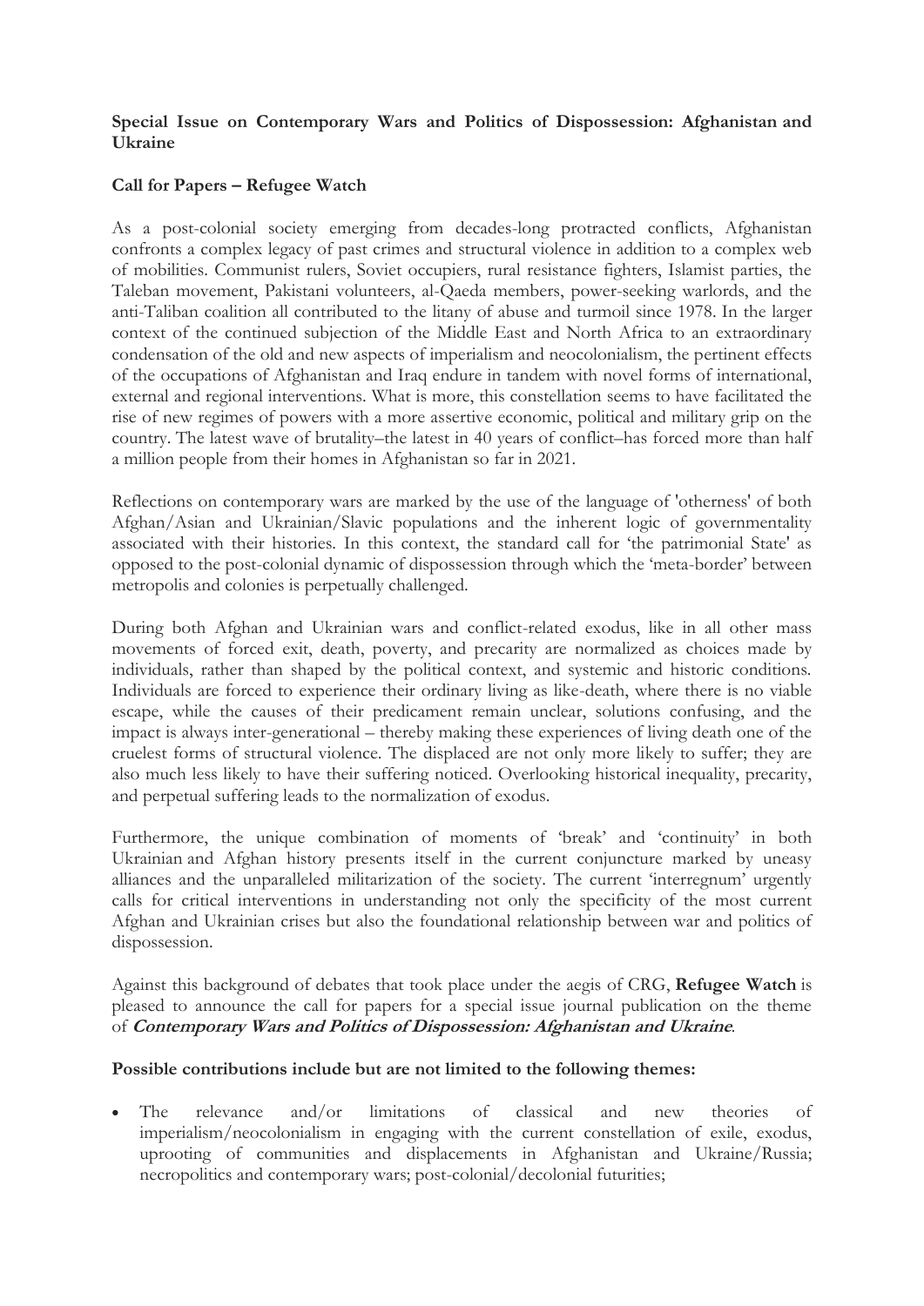**Special Issue on Contemporary Wars and Politics of Dispossession: Afghanistan and Ukraine**

**Call for Papers – Refugee Watch**

As a post-colonial society emerging from decades-long protracted conflicts, Afghanistan confronts a complex legacy of past crimes and structural violence in addition to a complex web of mobilities. Communist rulers, Soviet occupiers, rural resistance fighters, Islamist parties, the Taleban movement, Pakistani volunteers, al-Qaeda members, power-seeking warlords, and the anti-Taliban coalition all contributed to the litany of abuse and turmoil since 1978. In the larger context of the continued subjection of the Middle East and North Africa to an extraordinary condensation of the old and new aspects of imperialism and neocolonialism, the pertinent effects of the occupations of Afghanistan and Iraq endure in tandem with novel forms of international, external and regional interventions. What is more, this constellation seems to have facilitated the rise of new regimes of powers with a more assertive economic, political and military grip on the country. The latest wave of brutality–the latest in 40 years of conflict–has forced more than half a million people from their homes in Afghanistan so far in 2021.

Reflections on contemporary wars are marked by the use of the language of 'otherness' of both Afghan/Asian and Ukrainian/Slavic populations and the inherent logic of governmentality associated with their histories. In this context, the standard call for 'the patrimonial State' as opposed to the post-colonial dynamic of dispossession through which the 'meta-border' between metropolis and colonies is perpetually challenged.

During both Afghan and Ukrainian wars and conflict-related exodus, like in all other mass movements of forced exit, death, poverty, and precarity are normalized as choices made by individuals, rather than shaped by the political context, and systemic and historic conditions. Individuals are forced to experience their ordinary living as like-death, where there is no viable escape, while the causes of their predicament remain unclear, solutions confusing, and the impact is always inter-generational – thereby making these experiences of living death one of the cruelest forms of structural violence. The displaced are not only more likely to suffer; they are also much less likely to have their suffering noticed. Overlooking historical inequality, precarity, and perpetual suffering leads to the normalization of exodus.

Furthermore, the unique combination of moments of 'break' and 'continuity' in both Ukrainian and Afghan history presents itself in the current conjuncture marked by uneasy alliances and the unparalleled militarization of the society. The current 'interregnum' urgently calls for critical interventions in understanding not only the specificity of the most current Afghan and Ukrainian crises but also the foundational relationship between war and politics of dispossession.

Against this background of debates that took place under the aegis of CRG, **Refugee Watch** is pleased to announce the call for papers for a special issue journal publication on the theme of ***Contemporary Wars and Politics of Dispossession: Afghanistan and Ukraine***.

**Possible contributions include but are not limited to the following themes:**

- The relevance and/or limitations of classical and new theories of imperialism/neocolonialism in engaging with the current constellation of exile, exodus, uprooting of communities and displacements in Afghanistan and Ukraine/Russia; necropolitics and contemporary wars; post-colonial/decolonial futurities;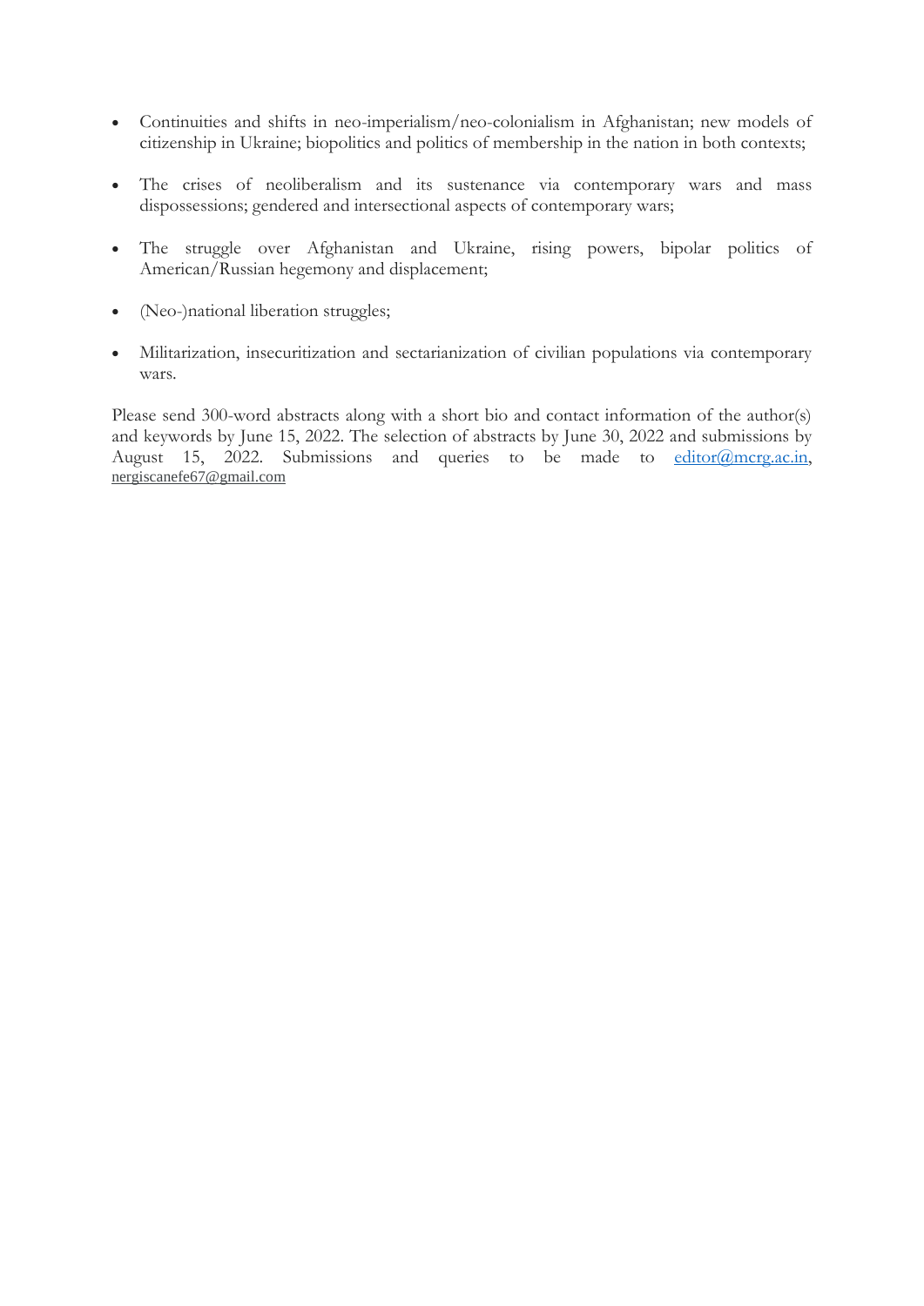- Continuities and shifts in neo-imperialism/neo-colonialism in Afghanistan; new models of citizenship in Ukraine; biopolitics and politics of membership in the nation in both contexts;
- The crises of neoliberalism and its sustenance via contemporary wars and mass dispossessions; gendered and intersectional aspects of contemporary wars;
- The struggle over Afghanistan and Ukraine, rising powers, bipolar politics of American/Russian hegemony and displacement;
- (Neo-)national liberation struggles;
- Militarization, insecuritization and sectarianization of civilian populations via contemporary wars.

Please send 300-word abstracts along with a short bio and contact information of the author(s) and keywords by June 15, 2022. The selection of abstracts by June 30, 2022 and submissions by August 15, 2022. Submissions and queries to be made to editor@mcrg.ac.in, nergiscanefe67@gmail.com